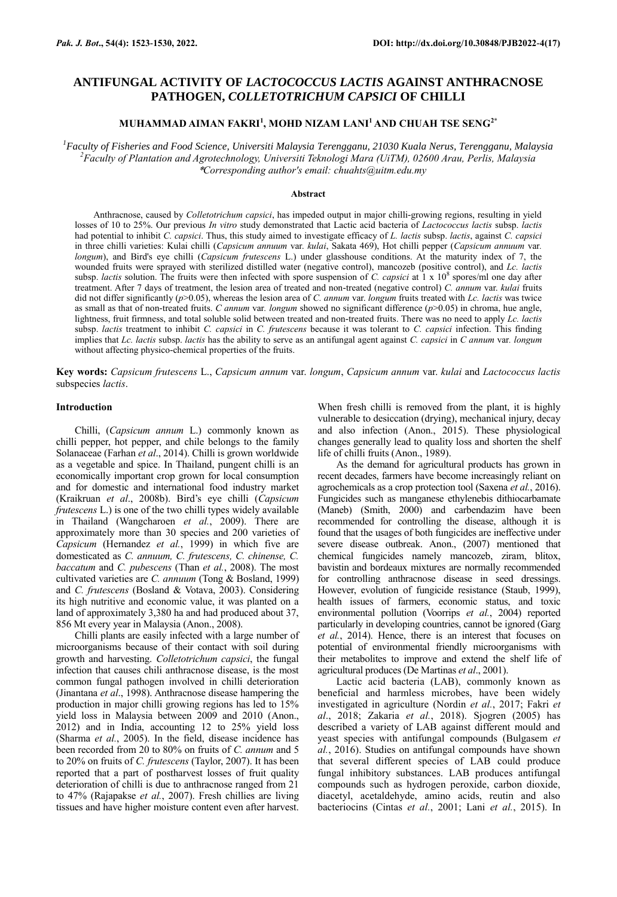# ANTIFUNGAL ACTIVITY OF *LACTOCOCCUS LACTIS* AGAINST ANTHRACNOSE PATHOGEN, *COLLETOTRICHUM CAPSICI* OF CHILLI

**MUHAMMAD AIMAN FAKRI[1], MOHD NIZAM LANI[1] AND CHUAH TSE SENG[2*]**

*[1]Faculty of Fisheries and Food Science, Universiti Malaysia Terengganu, 21030 Kuala Nerus, Terengganu, Malaysia*
*[2]Faculty of Plantation and Agrotechnology, Universiti Teknologi Mara (UiTM), 02600 Arau, Perlis, Malaysia*
*\*Corresponding author's email: chuahts@uitm.edu.my*

### Abstract

Anthracnose, caused by *Colletotrichum capsici*, has impeded output in major chilli-growing regions, resulting in yield losses of 10 to 25%. Our previous *In vitro* study demonstrated that Lactic acid bacteria of *Lactococcus lactis* subsp. *lactis* had potential to inhibit *C. capsici*. Thus, this study aimed to investigate efficacy of *L. lactis* subsp. *lactis*, against *C. capsici* in three chilli varieties: Kulai chilli (*Capsicum annuum* var. *kulai*, Sakata 469), Hot chilli pepper (*Capsicum annuum* var. *longum*), and Bird's eye chilli (*Capsicum frutescens* L.) under glasshouse conditions. At the maturity index of 7, the wounded fruits were sprayed with sterilized distilled water (negative control), mancozeb (positive control), and *Lc. lactis* subsp. *lactis* solution. The fruits were then infected with spore suspension of *C. capsici* at 1 x $10^8$ spores/ml one day after treatment. After 7 days of treatment, the lesion area of treated and non-treated (negative control) *C. annum* var. *kulai* fruits did not differ significantly ($p$>0.05), whereas the lesion area of *C. annum* var. *longum* fruits treated with *Lc. lactis* was twice as small as that of non-treated fruits. *C annum* var. *longum* showed no significant difference ($p$>0.05) in chroma, hue angle, lightness, fruit firmness, and total soluble solid between treated and non-treated fruits. There was no need to apply *Lc. lactis* subsp. *lactis* treatment to inhibit *C. capsici* in *C. frutescens* because it was tolerant to *C. capsici* infection. This finding implies that *Lc. lactis* subsp. *lactis* has the ability to serve as an antifungal agent against *C. capsici* in *C annum* var. *longum* without affecting physico-chemical properties of the fruits.

**Key words:** *Capsicum frutescens* L., *Capsicum annum* var. *longum*, *Capsicum annum* var. *kulai* and *Lactococcus lactis* subspecies *lactis*.

### Introduction

Chilli, (*Capsicum annum* L.) commonly known as chilli pepper, hot pepper, and chile belongs to the family Solanaceae (Farhan *et al*., 2014). Chilli is grown worldwide as a vegetable and spice. In Thailand, pungent chilli is an economically important crop grown for local consumption and for domestic and international food industry market (Kraikruan *et al*., 2008b). Bird's eye chilli (*Capsicum frutescens* L.) is one of the two chilli types widely available in Thailand (Wangcharoen *et al.*, 2009). There are approximately more than 30 species and 200 varieties of *Capsicum* (Hernandez *et al.*, 1999) in which five are domesticated as *C. annuum, C. frutescens, C. chinense, C. baccatum* and *C. pubescens* (Than *et al.*, 2008). The most cultivated varieties are *C. annuum* (Tong & Bosland, 1999) and *C. frutescens* (Bosland & Votava, 2003). Considering its high nutritive and economic value, it was planted on a land of approximately 3,380 ha and had produced about 37, 856 Mt every year in Malaysia (Anon., 2008).

Chilli plants are easily infected with a large number of microorganisms because of their contact with soil during growth and harvesting. *Colletotrichum capsici*, the fungal infection that causes chili anthracnose disease, is the most common fungal pathogen involved in chilli deterioration (Jinantana *et al*., 1998). Anthracnose disease hampering the production in major chilli growing regions has led to 15% yield loss in Malaysia between 2009 and 2010 (Anon., 2012) and in India, accounting 12 to 25% yield loss (Sharma *et al.*, 2005). In the field, disease incidence has been recorded from 20 to 80% on fruits of *C. annum* and 5 to 20% on fruits of *C. frutescens* (Taylor, 2007). It has been reported that a part of postharvest losses of fruit quality deterioration of chilli is due to anthracnose ranged from 21 to 47% (Rajapakse *et al.*, 2007). Fresh chillies are living tissues and have higher moisture content even after harvest. When fresh chilli is removed from the plant, it is highly vulnerable to desiccation (drying), mechanical injury, decay and also infection (Anon., 2015). These physiological changes generally lead to quality loss and shorten the shelf life of chilli fruits (Anon., 1989).

As the demand for agricultural products has grown in recent decades, farmers have become increasingly reliant on agrochemicals as a crop protection tool (Saxena *et al.*, 2016). Fungicides such as manganese ethylenebis dithiocarbamate (Maneb) (Smith, 2000) and carbendazim have been recommended for controlling the disease, although it is found that the usages of both fungicides are ineffective under severe disease outbreak. Anon., (2007) mentioned that chemical fungicides namely mancozeb, ziram, blitox, bavistin and bordeaux mixtures are normally recommended for controlling anthracnose disease in seed dressings. However, evolution of fungicide resistance (Staub, 1999), health issues of farmers, economic status, and toxic environmental pollution (Voorrips *et al.*, 2004) reported particularly in developing countries, cannot be ignored (Garg *et al.*, 2014). Hence, there is an interest that focuses on potential of environmental friendly microorganisms with their metabolites to improve and extend the shelf life of agricultural produces (De Martinas *et al*., 2001).

Lactic acid bacteria (LAB), commonly known as beneficial and harmless microbes, have been widely investigated in agriculture (Nordin *et al.*, 2017; Fakri *et al*., 2018; Zakaria *et al.*, 2018). Sjogren (2005) has described a variety of LAB against different mould and yeast species with antifungal compounds (Bulgasem *et al.*, 2016). Studies on antifungal compounds have shown that several different species of LAB could produce fungal inhibitory substances. LAB produces antifungal compounds such as hydrogen peroxide, carbon dioxide, diacetyl, acetaldehyde, amino acids, reutin and also bacteriocins (Cintas *et al.*, 2001; Lani *et al.*, 2015). In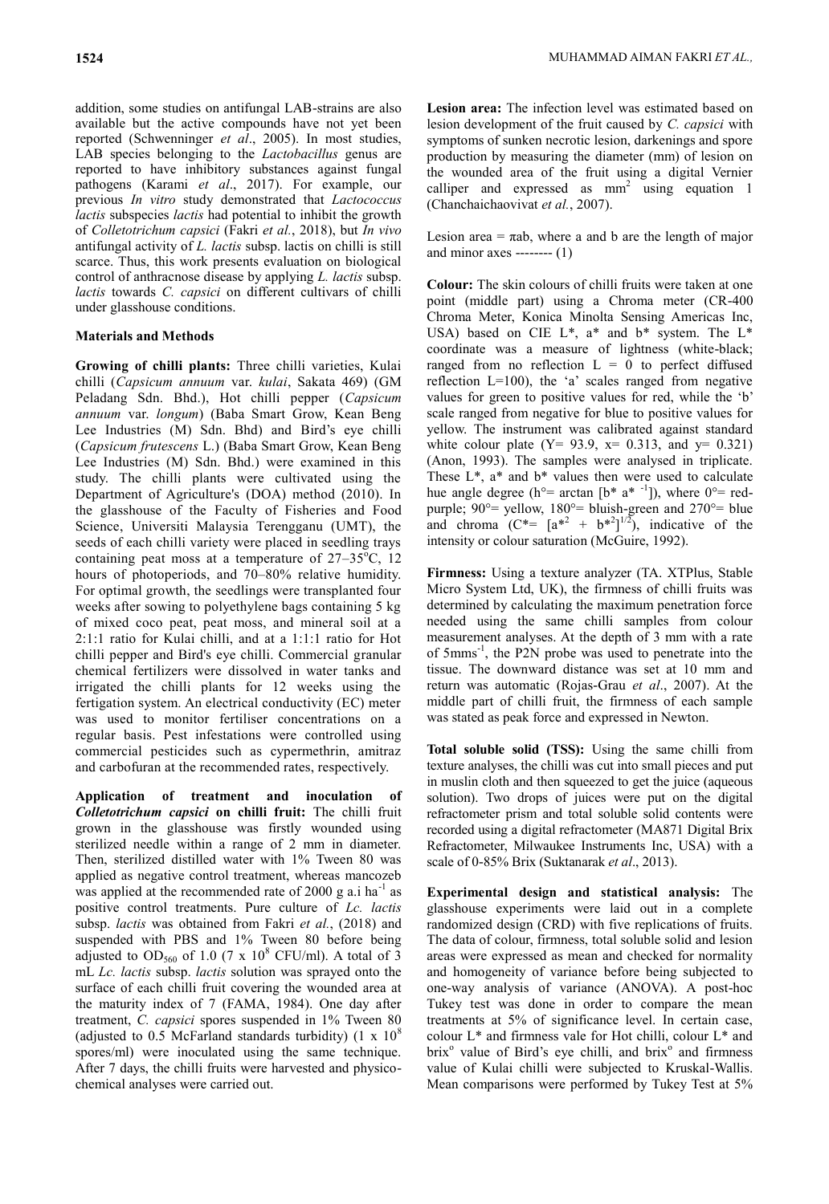addition, some studies on antifungal LAB-strains are also available but the active compounds have not yet been reported (Schwenninger *et al*., 2005). In most studies, LAB species belonging to the *Lactobacillus* genus are reported to have inhibitory substances against fungal pathogens (Karami *et al*., 2017). For example, our previous *In vitro* study demonstrated that *Lactococcus lactis* subspecies *lactis* had potential to inhibit the growth of *Colletotrichum capsici* (Fakri *et al.*, 2018), but *In vivo* antifungal activity of *L. lactis* subsp. lactis on chili is still scarce. Thus, this work presents evaluation on biological control of anthracnose disease by applying *L. lactis* subsp. *lactis* towards *C. capsici* on different cultivars of chilli under glasshouse conditions.

## Materials and Methods

**Growing of chilli plants:** Three chilli varieties, Kulai chilli (*Capsicum annuum* var. *kulai*, Sakata 469) (GM Peladang Sdn. Bhd.), Hot chilli pepper (*Capsicum annuum* var. *longum*) (Baba Smart Grow, Kean Beng Lee Industries (M) Sdn. Bhd) and Bird's eye chilli (*Capsicum frutescens* L.) (Baba Smart Grow, Kean Beng Lee Industries (M) Sdn. Bhd.) were examined in this study. The chilli plants were cultivated using the Department of Agriculture's (DOA) method (2010). In the glasshouse of the Faculty of Fisheries and Food Science, Universiti Malaysia Terengganu (UMT), the seeds of each chilli variety were placed in seedling trays containing peat moss at a temperature of 27–35°C, 12 hours of photoperiods, and 70–80% relative humidity. For optimal growth, the seedlings were transplanted four weeks after sowing to polyethylene bags containing 5 kg of mixed coco peat, peat moss, and mineral soil at a 2:1:1 ratio for Kulai chilli, and at a 1:1:1 ratio for Hot chilli pepper and Bird's eye chilli. Commercial granular chemical fertilizers were dissolved in water tanks and irrigated the chilli plants for 12 weeks using the fertigation system. An electrical conductivity (EC) meter was used to monitor fertiliser concentrations on a regular basis. Pest infestations were controlled using commercial pesticides such as cypermethrin, amitraz and carbofuran at the recommended rates, respectively.

**Application of treatment and inoculation of *Colletotrichum capsici* on chilli fruit:** The chilli fruit grown in the glasshouse was firstly wounded using sterilized needle within a range of 2 mm in diameter. Then, sterilized distilled water with 1% Tween 80 was applied as negative control treatment, whereas mancozeb was applied at the recommended rate of 2000 g a.i $ha^{-1}$ as positive control treatments. Pure culture of *Lc. lactis* subsp. *lactis* was obtained from Fakri *et al.*, (2018) and suspended with PBS and 1% Tween 80 before being adjusted to $OD_{560}$ of 1.0 ($7 \times 10^8$ CFU/ml). A total of 3 mL *Lc. lactis* subsp. *lactis* solution was sprayed onto the surface of each chilli fruit covering the wounded area at the maturity index of 7 (FAMA, 1984). One day after treatment, *C. capsici* spores suspended in 1% Tween 80 (adjusted to 0.5 McFarland standards turbidity) ($1 \times 10^8$ spores/ml) were inoculated using the same technique. After 7 days, the chilli fruits were harvested and physico-chemical analyses were carried out.

**Lesion area:** The infection level was estimated based on lesion development of the fruit caused by *C. capsici* with symptoms of sunken necrotic lesion, darkenings and spore production by measuring the diameter (mm) of lesion on the wounded area of the fruit using a digital Vernier calliper and expressed as $mm^2$ using equation 1 (Chanchaichaovivat *et al.*, 2007).

Lesion area = $\pi ab$, where a and b are the length of major and minor axes -------- (1)

**Colour:** The skin colours of chilli fruits were taken at one point (middle part) using a Chroma meter (CR-400 Chroma Meter, Konica Minolta Sensing Americas Inc, USA) based on CIE L*, a* and b* system. The L* coordinate was a measure of lightness (white-black; ranged from no reflection L = 0 to perfect diffused reflection L=100), the 'a' scales ranged from negative values for green to positive values for red, while the 'b' scale ranged from negative for blue to positive values for yellow. The instrument was calibrated against standard white colour plate (Y= 93.9, x= 0.313, and y= 0.321) (Anon, 1993). The samples were analysed in triplicate. These L*, a* and b* values then were used to calculate hue angle degree ($h° = \arctan [b^* a^{*-1}]$), where 0°= red-purple; 90°= yellow, 180°= bluish-green and 270°= blue and chroma ($C^* = [a^{*2} + b^{*2}]^{1/2}$), indicative of the intensity or colour saturation (McGuire, 1992).

**Firmness:** Using a texture analyzer (TA. XTPlus, Stable Micro System Ltd, UK), the firmness of chilli fruits was determined by calculating the maximum penetration force needed using the same chilli samples from colour measurement analyses. At the depth of 3 mm with a rate of $5mms^{-1}$, the P2N probe was used to penetrate into the tissue. The downward distance was set at 10 mm and return was automatic (Rojas-Grau *et al*., 2007). At the middle part of chilli fruit, the firmness of each sample was stated as peak force and expressed in Newton.

**Total soluble solid (TSS):** Using the same chilli from texture analyses, the chilli was cut into small pieces and put in muslin cloth and then squeezed to get the juice (aqueous solution). Two drops of juices were put on the digital refractometer prism and total soluble solid contents were recorded using a digital refractometer (MA871 Digital Brix Refractometer, Milwaukee Instruments Inc, USA) with a scale of 0-85% Brix (Suktanarak *et al*., 2013).

**Experimental design and statistical analysis:** The glasshouse experiments were laid out in a complete randomized design (CRD) with five replications of fruits. The data of colour, firmness, total soluble solid and lesion areas were expressed as mean and checked for normality and homogeneity of variance before being subjected to one-way analysis of variance (ANOVA). A post-hoc Tukey test was done in order to compare the mean treatments at 5% of significance level. In certain case, colour L* and firmness vale for Hot chilli, colour L* and brix° value of Bird's eye chilli, and brix° and firmness value of Kulai chilli were subjected to Kruskal-Wallis. Mean comparisons were performed by Tukey Test at 5%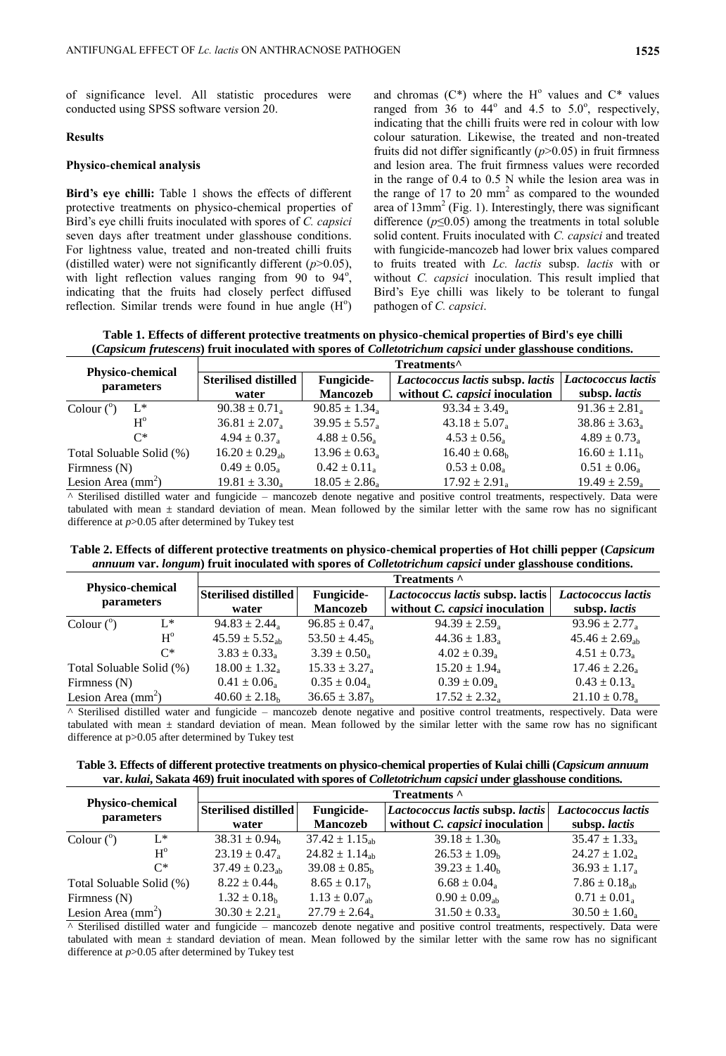of significance level. All statistic procedures were conducted using SPSS software version 20.

## Results

### Physico-chemical analysis

**Bird's eye chilli:** Table 1 shows the effects of different protective treatments on physico-chemical properties of Bird's eye chilli fruits inoculated with spores of *C. capsici* seven days after treatment under glasshouse conditions. For lightness value, treated and non-treated chilli fruits (distilled water) were not significantly different ($p$>0.05), with light reflection values ranging from 90 to 94°, indicating that the fruits had closely perfect diffused reflection. Similar trends were found in hue angle (H°) and chromas (C*) where the H° values and C* values ranged from 36 to 44° and 4.5 to 5.0°, respectively, indicating that the chilli fruits were red in colour with low colour saturation. Likewise, the treated and non-treated fruits did not differ significantly ($p$>0.05) in fruit firmness and lesion area. The fruit firmness values were recorded in the range of 0.4 to 0.5 N while the lesion area was in the range of 17 to 20 $mm^2$ as compared to the wounded area of 13$mm^2$ (Fig. 1). Interestingly, there was significant difference ($p$≤0.05) among the treatments in total soluble solid content. Fruits inoculated with *C. capsici* and treated with fungicide-mancozeb had lower brix values compared to fruits treated with *Lc. lactis* subsp. *lactis* with or without *C. capsici* inoculation. This result implied that Bird's Eye chilli was likely to be tolerant to fungal pathogen of *C. capsici*.

**Table 1. Effects of different protective treatments on physico-chemical properties of Bird's eye chilli (*Capsicum frutescens*) fruit inoculated with spores of *Colletotrichum capsici* under glasshouse conditions.**

| Physico-chemical parameters | | Treatments^ | | | |
|---|---|---|---|---|---|
| | | Sterilised distilled water | Fungicide-Mancozeb | *Lactococcus lactis* subsp. *lactis* without *C. capsici* inoculation | *Lactococcus lactis* subsp. *lactis* |
| Colour (°) | L* | $90.38 \pm 0.71_a$ | $90.85 \pm 1.34_a$ | $93.34 \pm 3.49_a$ | $91.36 \pm 2.81_a$ |
| | H° | $36.81 \pm 2.07_a$ | $39.95 \pm 5.57_a$ | $43.18 \pm 5.07_a$ | $38.86 \pm 3.63_a$ |
| | C* | $4.94 \pm 0.37_a$ | $4.88 \pm 0.56_a$ | $4.53 \pm 0.56_a$ | $4.89 \pm 0.73_a$ |
| Total Soluable Solid (%) | | $16.20 \pm 0.29_{ab}$ | $13.96 \pm 0.63_a$ | $16.40 \pm 0.68_b$ | $16.60 \pm 1.11_b$ |
| Firmness (N) | | $0.49 \pm 0.05_a$ | $0.42 \pm 0.11_a$ | $0.53 \pm 0.08_a$ | $0.51 \pm 0.06_a$ |
| Lesion Area ($mm^2$) | | $19.81 \pm 3.30_a$ | $18.05 \pm 2.86_a$ | $17.92 \pm 2.91_a$ | $19.49 \pm 2.59_a$ |

^ Sterilised distilled water and fungicide – mancozeb denote negative and positive control treatments, respectively. Data were tabulated with mean ± standard deviation of mean. Mean followed by the similar letter with the same row has no significant difference at $p$>0.05 after determined by Tukey test

**Table 2. Effects of different protective treatments on physico-chemical properties of Hot chilli pepper (*Capsicum annuum* var. *longum*) fruit inoculated with spores of *Colletotrichum capsici* under glasshouse conditions.**

| Physico-chemical parameters | | Treatments ^ | | | |
|---|---|---|---|---|---|
| | | Sterilised distilled water | Fungicide-Mancozeb | *Lactococcus lactis* subsp. *lactis* without *C. capsici* inoculation | *Lactococcus lactis* subsp. *lactis* |
| Colour (°) | L* | $94.83 \pm 2.44_a$ | $96.85 \pm 0.47_a$ | $94.39 \pm 2.59_a$ | $93.96 \pm 2.77_a$ |
| | H° | $45.59 \pm 5.52_{ab}$ | $53.50 \pm 4.45_b$ | $44.36 \pm 1.83_a$ | $45.46 \pm 2.69_{ab}$ |
| | C* | $3.83 \pm 0.33_a$ | $3.39 \pm 0.50_a$ | $4.02 \pm 0.39_a$ | $4.51 \pm 0.73_a$ |
| Total Soluable Solid (%) | | $18.00 \pm 1.32_a$ | $15.33 \pm 3.27_a$ | $15.20 \pm 1.94_a$ | $17.46 \pm 2.26_a$ |
| Firmness (N) | | $0.41 \pm 0.06_a$ | $0.35 \pm 0.04_a$ | $0.39 \pm 0.09_a$ | $0.43 \pm 0.13_a$ |
| Lesion Area ($mm^2$) | | $40.60 \pm 2.18_b$ | $36.65 \pm 3.87_b$ | $17.52 \pm 2.32_a$ | $21.10 \pm 0.78_a$ |

^ Sterilised distilled water and fungicide – mancozeb denote negative and positive control treatments, respectively. Data were tabulated with mean ± standard deviation of mean. Mean followed by the similar letter with the same row has no significant difference at p>0.05 after determined by Tukey test

**Table 3. Effects of different protective treatments on physico-chemical properties of Kulai chilli (*Capsicum annuum* var. *kulai*, Sakata 469) fruit inoculated with spores of *Colletotrichum capsici* under glasshouse conditions.**

| Physico-chemical parameters | | Treatments ^ | | | |
|---|---|---|---|---|---|
| | | Sterilised distilled water | Fungicide-Mancozeb | *Lactococcus lactis* subsp. *lactis* without *C. capsici* inoculation | *Lactococcus lactis* subsp. *lactis* |
| Colour (°) | L* | $38.31 \pm 0.94_b$ | $37.42 \pm 1.15_{ab}$ | $39.18 \pm 1.30_b$ | $35.47 \pm 1.33_a$ |
| | H° | $23.19 \pm 0.47_a$ | $24.82 \pm 1.14_{ab}$ | $26.53 \pm 1.09_b$ | $24.27 \pm 1.02_a$ |
| | C* | $37.49 \pm 0.23_{ab}$ | $39.08 \pm 0.85_b$ | $39.23 \pm 1.40_b$ | $36.93 \pm 1.17_a$ |
| Total Soluable Solid (%) | | $8.22 \pm 0.44_b$ | $8.65 \pm 0.17_b$ | $6.68 \pm 0.04_a$ | $7.86 \pm 0.18_{ab}$ |
| Firmness (N) | | $1.32 \pm 0.18_b$ | $1.13 \pm 0.07_{ab}$ | $0.90 \pm 0.09_{ab}$ | $0.71 \pm 0.01_a$ |
| Lesion Area ($mm^2$) | | $30.30 \pm 2.21_a$ | $27.79 \pm 2.64_a$ | $31.50 \pm 0.33_a$ | $30.50 \pm 1.60_a$ |

^ Sterilised distilled water and fungicide – mancozeb denote negative and positive control treatments, respectively. Data were tabulated with mean ± standard deviation of mean. Mean followed by the similar letter with the same row has no significant difference at $p$>0.05 after determined by Tukey test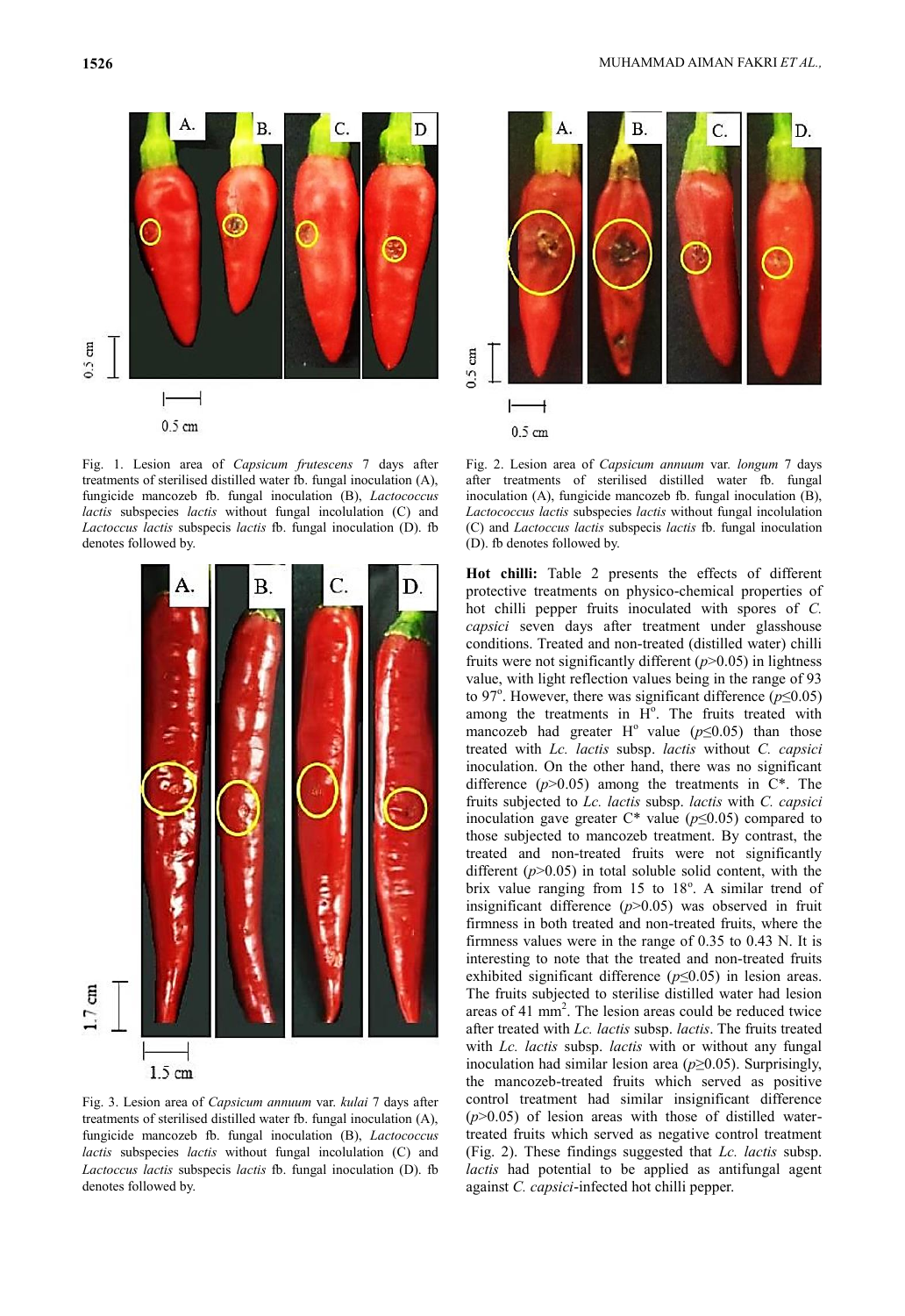Fig. 1. Lesion area of *Capsicum frutescens* 7 days after treatments of sterilised distilled water fb. fungal inoculation (A), fungicide mancozeb fb. fungal inoculation (B), *Lactococcus lactis* subspecies *lactis* without fungal incolulation (C) and *Lactococcus lactis* subspecis *lactis* fb. fungal inoculation (D). fb denotes followed by.

Fig. 2. Lesion area of *Capsicum annuum* var. *longum* 7 days after treatments of sterilised distilled water fb. fungal inoculation (A), fungicide mancozeb fb. fungal inoculation (B), *Lactococcus lactis* subspecies *lactis* without fungal incolulation (C) and *Lactococcus lactis* subspecis *lactis* fb. fungal inoculation (D). fb denotes followed by.

Fig. 3. Lesion area of *Capsicum annuum* var. *kulai* 7 days after treatments of sterilised distilled water fb. fungal inoculation (A), fungicide mancozeb fb. fungal inoculation (B), *Lactococcus lactis* subspecies *lactis* without fungal incolulation (C) and *Lactococcus lactis* subspecis *lactis* fb. fungal inoculation (D). fb denotes followed by.

**Hot chilli:** Table 2 presents the effects of different protective treatments on physico-chemical properties of hot chilli pepper fruits inoculated with spores of *C. capsici* seven days after treatment under glasshouse conditions. Treated and non-treated (distilled water) chilli fruits were not significantly different ($p$>0.05) in lightness value, with light reflection values being in the range of 93 to 97°. However, there was significant difference ($p$≤0.05) among the treatments in H°. The fruits treated with mancozeb had greater H° value ($p$≤0.05) than those treated with *Lc. lactis* subsp. *lactis* without *C. capsici* inoculation. On the other hand, there was no significant difference ($p$>0.05) among the treatments in C*. The fruits subjected to *Lc. lactis* subsp. *lactis* with *C. capsici* inoculation gave greater C* value ($p$≤0.05) compared to those subjected to mancozeb treatment. By contrast, the treated and non-treated fruits were not significantly different ($p$>0.05) in total soluble solid content, with the brix value ranging from 15 to 18°. A similar trend of insignificant difference ($p$>0.05) was observed in fruit firmness in both treated and non-treated fruits, where the firmness values were in the range of 0.35 to 0.43 N. It is interesting to note that the treated and non-treated fruits exhibited significant difference ($p$≤0.05) in lesion areas. The fruits subjected to sterilise distilled water had lesion areas of 41 $mm^2$. The lesion areas could be reduced twice after treated with *Lc. lactis* subsp. *lactis*. The fruits treated with *Lc. lactis* subsp. *lactis* with or without any fungal inoculation had similar lesion area ($p$≥0.05). Surprisingly, the mancozeb-treated fruits which served as positive control treatment had similar insignificant difference ($p$>0.05) of lesion areas with those of distilled water-treated fruits which served as negative control treatment (Fig. 2). These findings suggested that *Lc. lactis* subsp. *lactis* had potential to be applied as antifungal agent against *C. capsici*-infected hot chilli pepper.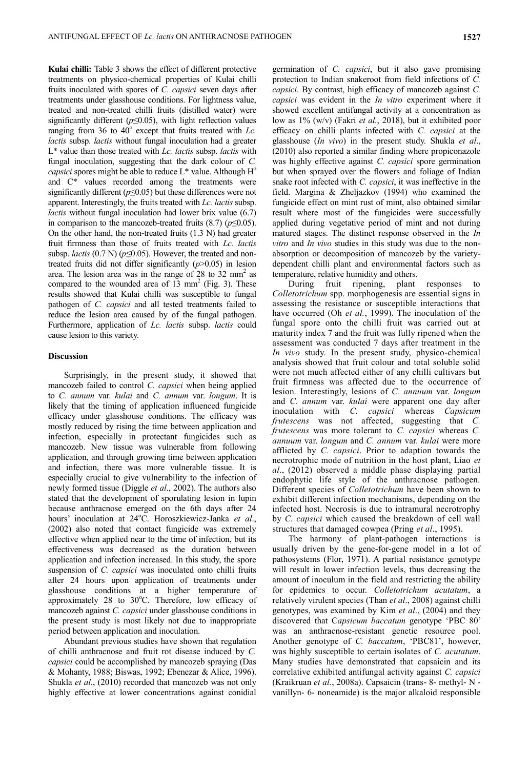**Kulai chilli:** Table 3 shows the effect of different protective treatments on physico-chemical properties of Kulai chilli fruits inoculated with spores of *C. capsici* seven days after treatments under glasshouse conditions. For lightness value, treated and non-treated chilli fruits (distilled water) were significantly different ($p≤0.05$), with light reflection values ranging from 36 to 40$^o$ except that fruits treated with *Lc. lactis* subsp. *lactis* without fungal inoculation had a greater L* value than those treated with *Lc. lactis* subsp. *lactis* with fungal inoculation, suggesting that the dark colour of *C. capsici* spores might be able to reduce L* value. Although H$^o$ and C* values recorded among the treatments were significantly different ($p≤0.05$) but these differences were not apparent. Interestingly, the fruits treated with *Lc. lactis* subsp. *lactis* without fungal inoculation had lower brix value (6.7) in comparison to the mancozeb-treated fruits (8.7) ($p≤0.05$). On the other hand, the non-treated fruits (1.3 N) had greater fruit firmness than those of fruits treated with *Lc. lactis* subsp. *lactis* (0.7 N) ($p≤0.05$). However, the treated and non-treated fruits did not differ significantly ($p>0.05$) in lesion area. The lesion area was in the range of 28 to 32 mm$^2$ as compared to the wounded area of 13 mm$^2$ (Fig. 3). These results showed that Kulai chilli was susceptible to fungal pathogen of *C. capsici* and all tested treatments failed to reduce the lesion area caused by of the fungal pathogen. Furthermore, application of *Lc. lactis* subsp. *lactis* could cause lesion to this variety.

### Discussion

Surprisingly, in the present study, it showed that mancozeb failed to control *C. capsici* when being applied to *C. annum* var. *kulai* and *C. annum* var. *longum*. It is likely that the timing of application influenced fungicide efficacy under glasshouse conditions. The efficacy was mostly reduced by rising the time between application and infection, especially in protectant fungicides such as mancozeb. New tissue was vulnerable from following application, and through growing time between application and infection, there was more vulnerable tissue. It is especially crucial to give vulnerability to the infection of newly formed tissue (Diggle *et al*., 2002). The authors also stated that the development of sporulating lesion in lupin because anthracnose emerged on the 6th days after 24 hours' inoculation at 24$^o$C. Horoszkiewicz-Janka *et al*., (2002) also noted that contact fungicide was extremely effective when applied near to the time of infection, but its effectiveness was decreased as the duration between application and infection increased. In this study, the spore suspension of *C. capsici* was inoculated onto chilli fruits after 24 hours upon application of treatments under glasshouse conditions at a higher temperature of approximately 28 to 30$^o$C. Therefore, low efficacy of mancozeb against *C. capsici* under glasshouse conditions in the present study is most likely not due to inappropriate period between application and inoculation.

Abundant previous studies have shown that regulation of chilli anthracnose and fruit rot disease induced by *C. capsici* could be accomplished by mancozeb spraying (Das & Mohanty, 1988; Biswas, 1992; Ebenezar & Alice, 1996). Shukla *et al*., (2010) recorded that mancozeb was not only highly effective at lower concentrations against conidial germination of *C. capsici*, but it also gave promising protection to Indian snakeroot from field infections of *C. capsici*. By contrast, high efficacy of mancozeb against *C. capsici* was evident in the *In vitro* experiment where it showed excellent antifungal activity at a concentration as low as 1% (w/v) (Fakri *et al.*, 2018), but it exhibited poor efficacy on chilli plants infected with *C. capsici* at the glasshouse (*In vivo*) in the present study. Shukla *et al*., (2010) also reported a similar finding where propiconazole was highly effective against *C. capsici* spore germination but when sprayed over the flowers and foliage of Indian snake root infected with *C. capsici*, it was ineffective in the field. Margina & Zheljazkov (1994) who examined the fungicide effect on mint rust of mint, also obtained similar result where most of the fungicides were successfully applied during vegetative period of mint and not during matured stages. The distinct response observed in the *In vitro* and *In vivo* studies in this study was due to the non-absorption or decomposition of mancozeb by the variety-dependent chilli plant and environmental factors such as temperature, relative humidity and others.

During fruit ripening, plant responses to *Colletotrichum* spp. morphogenesis are essential signs in assessing the resistance or susceptible interactions that have occurred (Oh *et al.*, 1999). The inoculation of the fungal spore onto the chilli fruit was carried out at maturity index 7 and the fruit was fully ripened when the assessment was conducted 7 days after treatment in the *In vivo* study. In the present study, physico-chemical analysis showed that fruit colour and total soluble solid were not much affected either of any chilli cultivars but fruit firmness was affected due to the occurrence of lesion. Interestingly, lesions of *C. annuum* var. *longum* and *C. annum* var. *kulai* were apparent one day after inoculation with *C. capsici* whereas *Capsicum frutescens* was not affected, suggesting that *C. frutescens* was more tolerant to *C. capsici* whereas *C. annuum* var. *longum* and *C. annum* var. *kulai* were more afflicted by *C. capsici*. Prior to adaption towards the necrotrophic mode of nutrition in the host plant, Liao *et al*., (2012) observed a middle phase displaying partial endophytic life style of the anthracnose pathogen. Different species of *Colletotrichum* have been shown to exhibit different infection mechanisms, depending on the infected host. Necrosis is due to intramural necrotrophy by *C. capsici* which caused the breakdown of cell wall structures that damaged cowpea (Pring *et al*., 1995).

The harmony of plant-pathogen interactions is usually driven by the gene-for-gene model in a lot of pathosystems (Flor, 1971). A partial resistance genotype will result in lower infection levels, thus decreasing the amount of inoculum in the field and restricting the ability for epidemics to occur. *Colletotrichum acutatum*, a relatively virulent species (Than *et al*., 2008) against chilli genotypes, was examined by Kim *et al*., (2004) and they discovered that C*apsicum baccatum* genotype 'PBC 80' was an anthracnose-resistant genetic resource pool. Another genotype of *C. baccatum*, 'PBC81', however, was highly susceptible to certain isolates of *C. acutatum*. Many studies have demonstrated that capsaicin and its correlative exhibited antifungal activity against *C. capsici* (Kraikruan *et al.*, 2008a). Capsaicin (trans- 8- methyl- N - vanillyn- 6- noneamide) is the major alkaloid responsible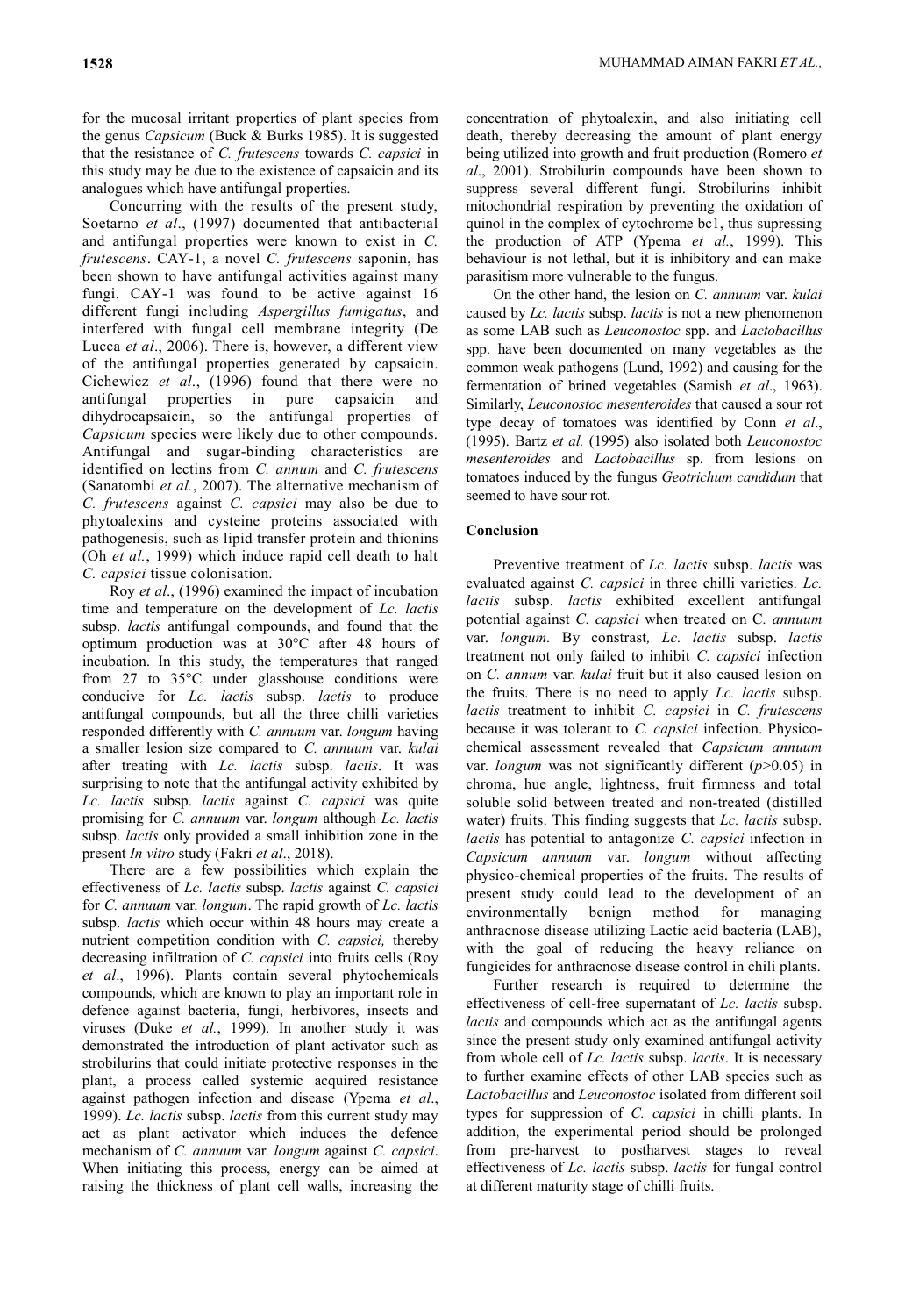for the mucosal irritant properties of plant species from the genus *Capsicum* (Buck & Burks 1985). It is suggested that the resistance of *C. frutescens* towards *C. capsici* in this study may be due to the existence of capsaicin and its analogues which have antifungal properties.

Concurring with the results of the present study, Soetarno *et al*., (1997) documented that antibacterial and antifungal properties were known to exist in *C. frutescens*. CAY-1, a novel *C. frutescens* saponin, has been shown to have antifungal activities against many fungi. CAY-1 was found to be active against 16 different fungi including *Aspergillus fumigatus*, and interfered with fungal cell membrane integrity (De Lucca *et al*., 2006). There is, however, a different view of the antifungal properties generated by capsaicin. Cichewicz *et al*., (1996) found that there were no antifungal properties in pure capsaicin and dihydrocapsaicin, so the antifungal properties of *Capsicum* species were likely due to other compounds. Antifungal and sugar-binding characteristics are identified on lectins from *C. annum* and *C. frutescens* (Sanatombi *et al.*, 2007). The alternative mechanism of *C. frutescens* against *C. capsici* may also be due to phytoalexins and cysteine proteins associated with pathogenesis, such as lipid transfer protein and thionins (Oh *et al.*, 1999) which induce rapid cell death to halt *C. capsici* tissue colonisation.

Roy *et al*., (1996) examined the impact of incubation time and temperature on the development of *Lc. lactis* subsp. *lactis* antifungal compounds, and found that the optimum production was at 30°C after 48 hours of incubation. In this study, the temperatures that ranged from 27 to 35°C under glasshouse conditions were conducive for *Lc. lactis* subsp. *lactis* to produce antifungal compounds, but all the three chilli varieties responded differently with *C. annuum* var. *longum* having a smaller lesion size compared to *C. annuum* var. *kulai* after treating with *Lc. lactis* subsp. *lactis*. It was surprising to note that the antifungal activity exhibited by *Lc. lactis* subsp. *lactis* against *C. capsici* was quite promising for *C. annuum* var. *longum* although *Lc. lactis* subsp. *lactis* only provided a small inhibition zone in the present *In vitro* study (Fakri *et al*., 2018).

There are a few possibilities which explain the effectiveness of *Lc. lactis* subsp. *lactis* against *C. capsici* for *C. annuum* var. *longum*. The rapid growth of *Lc. lactis* subsp. *lactis* which occur within 48 hours may create a nutrient competition condition with *C. capsici,* thereby decreasing infiltration of *C. capsici* into fruits cells (Roy *et al*., 1996). Plants contain several phytochemicals compounds, which are known to play an important role in defence against bacteria, fungi, herbivores, insects and viruses (Duke *et al.*, 1999). In another study it was demonstrated the introduction of plant activator such as strobilurins that could initiate protective responses in the plant, a process called systemic acquired resistance against pathogen infection and disease (Ypema *et al*., 1999). *Lc. lactis* subsp. *lactis* from this current study may act as plant activator which induces the defence mechanism of *C. annuum* var. *longum* against *C. capsici*. When initiating this process, energy can be aimed at raising the thickness of plant cell walls, increasing the concentration of phytoalexin, and also initiating cell death, thereby decreasing the amount of plant energy being utilized into growth and fruit production (Romero *et al*., 2001). Strobilurin compounds have been shown to suppress several different fungi. Strobilurins inhibit mitochondrial respiration by preventing the oxidation of quinol in the complex of cytochrome bc1, thus supressing the production of ATP (Ypema *et al.*, 1999). This behaviour is not lethal, but it is inhibitory and can make parasitism more vulnerable to the fungus.

On the other hand, the lesion on *C. annuum* var. *kulai* caused by *Lc. lactis* subsp. *lactis* is not a new phenomenon as some LAB such as *Leuconostoc* spp. and *Lactobacillus* spp. have been documented on many vegetables as the common weak pathogens (Lund, 1992) and causing for the fermentation of brined vegetables (Samish *et al*., 1963). Similarly, *Leuconostoc mesenteroides* that caused a sour rot type decay of tomatoes was identified by Conn *et al*., (1995). Bartz *et al.* (1995) also isolated both *Leuconostoc mesenteroides* and *Lactobacillus* sp. from lesions on tomatoes induced by the fungus *Geotrichum candidum* that seemed to have sour rot.

## Conclusion

Preventive treatment of *Lc. lactis* subsp. *lactis* was evaluated against *C. capsici* in three chilli varieties. *Lc. lactis* subsp. *lactis* exhibited excellent antifungal potential against *C. capsici* when treated on C*. annuum* var. *longum.* By constrast*, Lc. lactis* subsp. *lactis* treatment not only failed to inhibit *C. capsici* infection on *C. annum* var. *kulai* fruit but it also caused lesion on the fruits. There is no need to apply *Lc. lactis* subsp. *lactis* treatment to inhibit *C. capsici* in *C. frutescens* because it was tolerant to *C. capsici* infection. Physico-chemical assessment revealed that *Capsicum annuum* var. *longum* was not significantly different ($p$>0.05) in chroma, hue angle, lightness, fruit firmness and total soluble solid between treated and non-treated (distilled water) fruits. This finding suggests that *Lc. lactis* subsp. *lactis* has potential to antagonize *C. capsici* infection in *Capsicum annuum* var. *longum* without affecting physico-chemical properties of the fruits. The results of present study could lead to the development of an environmentally benign method for managing anthracnose disease utilizing Lactic acid bacteria (LAB), with the goal of reducing the heavy reliance on fungicides for anthracnose disease control in chili plants.

Further research is required to determine the effectiveness of cell-free supernatant of *Lc. lactis* subsp. *lactis* and compounds which act as the antifungal agents since the present study only examined antifungal activity from whole cell of *Lc. lactis* subsp. *lactis*. It is necessary to further examine effects of other LAB species such as *Lactobacillus* and *Leuconostoc* isolated from different soil types for suppression of *C. capsici* in chilli plants. In addition, the experimental period should be prolonged from pre-harvest to postharvest stages to reveal effectiveness of *Lc. lactis* subsp. *lactis* for fungal control at different maturity stage of chilli fruits.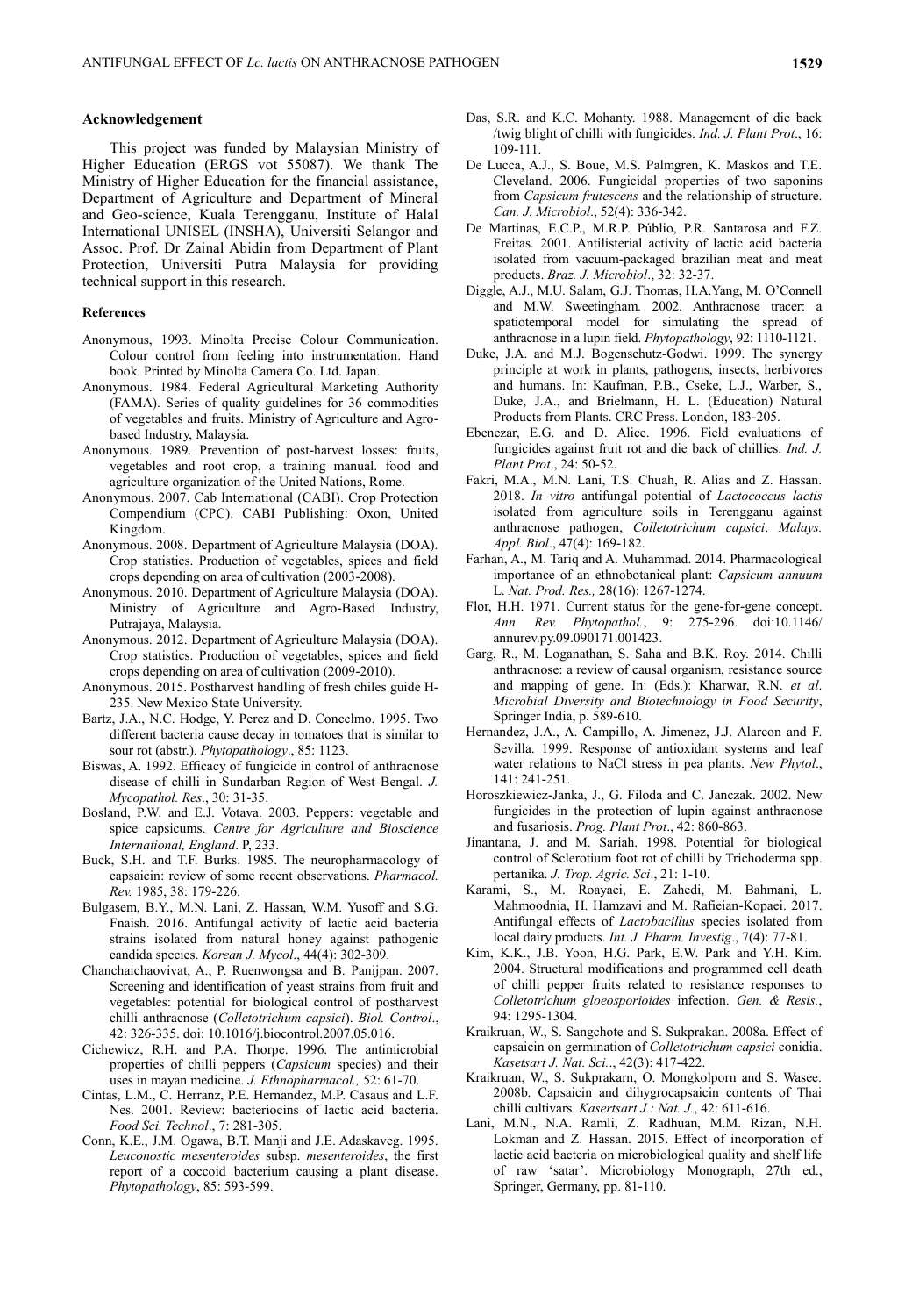### Acknowledgement

This project was funded by Malaysian Ministry of Higher Education (ERGS vot 55087). We thank The Ministry of Higher Education for the financial assistance, Department of Agriculture and Department of Mineral and Geo-science, Kuala Terengganu, Institute of Halal International UNISEL (INSHA), Universiti Selangor and Assoc. Prof. Dr Zainal Abidin from Department of Plant Protection, Universiti Putra Malaysia for providing technical support in this research.

#### References

Anonymous, 1993. Minolta Precise Colour Communication. Colour control from feeling into instrumentation. Hand book. Printed by Minolta Camera Co. Ltd. Japan.

Anonymous. 1984. Federal Agricultural Marketing Authority (FAMA). Series of quality guidelines for 36 commodities of vegetables and fruits. Ministry of Agriculture and Agro-based Industry, Malaysia.

Anonymous. 1989. Prevention of post-harvest losses: fruits, vegetables and root crop, a training manual. food and agriculture organization of the United Nations, Rome.

Anonymous. 2007. Cab International (CABI). Crop Protection Compendium (CPC). CABI Publishing: Oxon, United Kingdom.

Anonymous. 2008. Department of Agriculture Malaysia (DOA). Crop statistics. Production of vegetables, spices and field crops depending on area of cultivation (2003-2008).

Anonymous. 2010. Department of Agriculture Malaysia (DOA). Ministry of Agriculture and Agro-Based Industry, Putrajaya, Malaysia.

Anonymous. 2012. Department of Agriculture Malaysia (DOA). Crop statistics. Production of vegetables, spices and field crops depending on area of cultivation (2009-2010).

Anonymous. 2015. Postharvest handling of fresh chiles guide H-235. New Mexico State University.

Bartz, J.A., N.C. Hodge, Y. Perez and D. Concelmo. 1995. Two different bacteria cause decay in tomatoes that is similar to sour rot (abstr.). *Phytopathology*., 85: 1123.

Biswas, A. 1992. Efficacy of fungicide in control of anthracnose disease of chilli in Sundarban Region of West Bengal. *J. Mycopathol. Res*., 30: 31-35.

Bosland, P.W. and E.J. Votava. 2003. Peppers: vegetable and spice capsicums. *Centre for Agriculture and Bioscience International, England*. P, 233.

Buck, S.H. and T.F. Burks. 1985. The neuropharmacology of capsaicin: review of some recent observations. *Pharmacol. Rev.* 1985, 38: 179-226.

Bulgasem, B.Y., M.N. Lani, Z. Hassan, W.M. Yusoff and S.G. Fnaish. 2016. Antifungal activity of lactic acid bacteria strains isolated from natural honey against pathogenic candida species. *Korean J. Mycol*., 44(4): 302-309.

Chanchaichaovivat, A., P. Ruenwongsa and B. Panijpan. 2007. Screening and identification of yeast strains from fruit and vegetables: potential for biological control of postharvest chilli anthracnose (*Colletotrichum capsici*). *Biol. Control*., 42: 326-335. doi: 10.1016/j.biocontrol.2007.05.016.

Cichewicz, R.H. and P.A. Thorpe. 1996. The antimicrobial properties of chilli peppers (*Capsicum* species) and their uses in mayan medicine. *J. Ethnopharmacol.,* 52: 61-70.

Cintas, L.M., C. Herranz, P.E. Hernandez, M.P. Casaus and L.F. Nes. 2001. Review: bacteriocins of lactic acid bacteria. *Food Sci. Technol*., 7: 281-305.

Conn, K.E., J.M. Ogawa, B.T. Manji and J.E. Adaskaveg. 1995. *Leuconostic mesenteroides* subsp. *mesenteroides*, the first report of a coccoid bacterium causing a plant disease. *Phytopathology*, 85: 593-599.

Das, S.R. and K.C. Mohanty. 1988. Management of die back /twig blight of chilli with fungicides. *Ind. J. Plant Prot*., 16: 109-111.

De Lucca, A.J., S. Boue, M.S. Palmgren, K. Maskos and T.E. Cleveland. 2006. Fungicidal properties of two saponins from *Capsicum frutescens* and the relationship of structure. *Can. J. Microbiol*., 52(4): 336-342.

De Martinas, E.C.P., M.R.P. Públio, P.R. Santarosa and F.Z. Freitas. 2001. Antilisterial activity of lactic acid bacteria isolated from vacuum-packaged brazilian meat and meat products. *Braz. J. Microbiol*., 32: 32-37.

Diggle, A.J., M.U. Salam, G.J. Thomas, H.A.Yang, M. O'Connell and M.W. Sweetingham. 2002. Anthracnose tracer: a spatiotemporal model for simulating the spread of anthracnose in a lupin field. *Phytopathology*, 92: 1110-1121.

Duke, J.A. and M.J. Bogenschutz-Godwi. 1999. The synergy principle at work in plants, pathogens, insects, herbivores and humans. In: Kaufman, P.B., Cseke, L.J., Warber, S., Duke, J.A., and Brielmann, H. L. (Education) Natural Products from Plants. CRC Press. London, 183-205.

Ebenezar, E.G. and D. Alice. 1996. Field evaluations of fungicides against fruit rot and die back of chillies. *Ind. J. Plant Prot*., 24: 50-52.

Fakri, M.A., M.N. Lani, T.S. Chuah, R. Alias and Z. Hassan. 2018. *In vitro* antifungal potential of *Lactococcus lactis* isolated from agriculture soils in Terengganu against anthracnose pathogen, *Colletotrichum capsici*. *Malays. Appl. Biol*., 47(4): 169-182.

Farhan, A., M. Tariq and A. Muhammad. 2014. Pharmacological importance of an ethnobotanical plant: *Capsicum annuum* L. *Nat. Prod. Res.,* 28(16): 1267-1274.

Flor, H.H. 1971. Current status for the gene-for-gene concept. *Ann. Rev. Phytopathol.*, 9: 275-296. doi:10.1146/annurev.py.09.090171.001423.

Garg, R., M. Loganathan, S. Saha and B.K. Roy. 2014. Chilli anthracnose: a review of causal organism, resistance source and mapping of gene. In: (Eds.): Kharwar, R.N. *et al*. *Microbial Diversity and Biotechnology in Food Security*, Springer India, p. 589-610.

Hernandez, J.A., A. Campillo, A. Jimenez, J.J. Alarcon and F. Sevilla. 1999. Response of antioxidant systems and leaf water relations to NaCl stress in pea plants. *New Phytol*., 141: 241-251.

Horoszkiewicz-Janka, J., G. Filoda and C. Janczak. 2002. New fungicides in the protection of lupin against anthracnose and fusariosis. *Prog. Plant Prot*., 42: 860-863.

Jinantana, J. and M. Sariah. 1998. Potential for biological control of Sclerotium foot rot of chilli by Trichoderma spp. pertanika. *J. Trop. Agric. Sci*., 21: 1-10.

Karami, S., M. Roayaei, E. Zahedi, M. Bahmani, L. Mahmoodnia, H. Hamzavi and M. Rafieian-Kopaei. 2017. Antifungal effects of *Lactobacillus* species isolated from local dairy products. *Int. J. Pharm. Investig*., 7(4): 77-81.

Kim, K.K., J.B. Yoon, H.G. Park, E.W. Park and Y.H. Kim. 2004. Structural modifications and programmed cell death of chilli pepper fruits related to resistance responses to *Colletotrichum gloeosporioides* infection. *Gen. & Resis.*, 94: 1295-1304.

Kraikruan, W., S. Sangchote and S. Sukprakan. 2008a. Effect of capsaicin on germination of *Colletotrichum capsici* conidia. *Kasetsart J. Nat. Sci.*., 42(3): 417-422.

Kraikruan, W., S. Sukprakarn, O. Mongkolporn and S. Wasee. 2008b. Capsaicin and dihygrocapsaicin contents of Thai chilli cultivars. *Kasersart J.: Nat. J.*, 42: 611-616.

Lani, M.N., N.A. Ramli, Z. Radhuan, M.M. Rizan, N.H. Lokman and Z. Hassan. 2015. Effect of incorporation of lactic acid bacteria on microbiological quality and shelf life of raw 'satar'. Microbiology Monograph, 27th ed., Springer, Germany, pp. 81-110.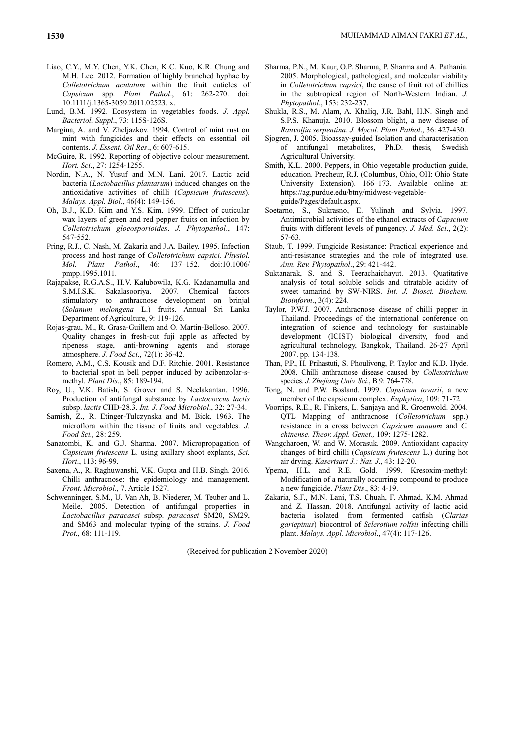Liao, C.Y., M.Y. Chen, Y.K. Chen, K.C. Kuo, K.R. Chung and M.H. Lee. 2012. Formation of highly branched hyphae by *Colletotrichum acutatum* within the fruit cuticles of *Capsicum* spp. *Plant Pathol*., 61: 262-270. doi: 10.1111/j.1365-3059.2011.02523. x.

Lund, B.M. 1992. Ecosystem in vegetables foods. *J. Appl. Bacteriol. Suppl*., 73: 115S-126S.

Margina, A. and V. Zheljazkov. 1994. Control of mint rust on mint with fungicides and their effects on essential oil contents. *J. Essent. Oil Res*., 6: 607-615.

McGuire, R. 1992. Reporting of objective colour measurement. *Hort. Sci*., 27: 1254-1255.

Nordin, N.A., N. Yusuf and M.N. Lani. 2017. Lactic acid bacteria (*Lactobacillus plantarum*) induced changes on the antioxidative activities of chilli (*Capsicum frutescens*). *Malays. Appl. Biol*., 46(4): 149-156.

Oh, B.J., K.D. Kim and Y.S. Kim. 1999. Effect of cuticular wax layers of green and red pepper fruits on infection by *Colletotrichum gloeosporioides*. *J. Phytopathol*., 147: 547-552.

Pring, R.J., C. Nash, M. Zakaria and J.A. Bailey. 1995. Infection process and host range of *Colletotrichum capsici*. *Physiol. Mol. Plant Pathol*., 46: 137–152. doi:10.1006/ pmpp.1995.1011.

Rajapakse, R.G.A.S., H.V. Kalubowila, K.G. Kadanamulla and S.M.I.S.K. Sakalasooriya. 2007. Chemical factors stimulatory to anthracnose development on brinjal (*Solanum melongena* L.) fruits. Annual Sri Lanka Department of Agriculture, 9: 119-126.

Rojas-grau, M., R. Grasa-Guillem and O. Martin-Belloso. 2007. Quality changes in fresh-cut fuji apple as affected by ripeness stage, anti-browning agents and storage atmosphere. *J. Food Sci*., 72(1): 36-42.

Romero, A.M., C.S. Kousik and D.F. Ritchie. 2001. Resistance to bacterial spot in bell pepper induced by acibenzolar-s-methyl. *Plant Dis*., 85: 189-194.

Roy, U., V.K. Batish, S. Grover and S. Neelakantan. 1996. Production of antifungal substance by *Lactococcus lactis* subsp. *lactis* CHD-28.3. *Int. J. Food Microbiol*., 32: 27-34.

Samish, Z., R. Etinger-Tulczynska and M. Bick. 1963. The microflora within the tissue of fruits and vegetables. *J. Food Sci.,* 28: 259.

Sanatombi, K. and G.J. Sharma. 2007. Micropropagation of *Capsicum frutescens* L. using axillary shoot explants, *Sci. Hort*., 113: 96-99.

Saxena, A., R. Raghuwanshi, V.K. Gupta and H.B. Singh. 2016. Chilli anthracnose: the epidemiology and management. *Front. Microbiol*., 7. Article 1527.

Schwenninger, S.M., U. Van Ah, B. Niederer, M. Teuber and L. Meile. 2005. Detection of antifungal properties in *Lactobacillus paracasei* subsp. *paracasei* SM20, SM29, and SM63 and molecular typing of the strains. *J. Food Prot.,* 68: 111-119.

Sharma, P.N., M. Kaur, O.P. Sharma, P. Sharma and A. Pathania. 2005. Morphological, pathological, and molecular viability in *Colletotrichum capsici*, the cause of fruit rot of chillies in the subtropical region of North-Western Indian. *J. Phytopathol*., 153: 232-237.

Shukla, R.S., M. Alam, A. Khaliq, J.R. Bahl, H.N. Singh and S.P.S. Khanuja. 2010. Blossom blight, a new disease of *Rauvolfia serpentina*. *J. Mycol. Plant Pathol*., 36: 427-430.

Sjogren, J. 2005. Bioassay-guided Isolation and characterisation of antifungal metabolites, Ph.D. thesis*,* Swedish Agricultural University.

Smith, K.L. 2000. Peppers, in Ohio vegetable production guide, education. Precheur, R.J. (Columbus, Ohio, OH: Ohio State University Extension). 166–173. Available online at: https://ag.purdue.edu/btny/midwest-vegetable-guide/Pages/default.aspx.

Soetarno, S., Sukrasno, E. Yulinah and Sylvia. 1997. Antimicrobial activities of the ethanol extracts of *Capscium* fruits with different levels of pungency. *J. Med. Sci*., 2(2): 57-63.

Staub, T. 1999. Fungicide Resistance: Practical experience and anti-resistance strategies and the role of integrated use. *Ann. Rev. Phytopathol*., 29: 421-442.

Suktanarak, S. and S. Teerachaichayut. 2013. Quatitative analysis of total soluble solids and titratable acidity of sweet tamarind by SW-NIRS. *Int. J. Biosci. Biochem. Bioinform*., 3(4): 224.

Taylor, P.W.J. 2007. Anthracnose disease of chilli pepper in Thailand. Proceedings of the international conference on integration of science and technology for sustainable development (ICIST) biological diversity, food and agricultural technology, Bangkok, Thailand. 26-27 April 2007. pp. 134-138.

Than, P.P., H. Prihastuti, S. Phoulivong, P. Taylor and K.D. Hyde. 2008. Chilli anthracnose disease caused by *Colletotrichum* species. *J. Zhejiang Univ. Sci*., B 9: 764-778.

Tong, N. and P.W. Bosland. 1999. *Capsicum tovarii*, a new member of the capsicum complex. *Euphytica*, 109: 71-72.

Voorrips, R.E., R. Finkers, L. Sanjaya and R. Groenwold. 2004. QTL Mapping of anthracnose (*Colletotrichum* spp.) resistance in a cross between *Capsicum annuum* and *C. chinense*. *Theor. Appl. Genet.,* 109: 1275-1282.

Wangcharoen, W. and W. Morasuk. 2009. Antioxidant capacity changes of bird chilli (*Capsicum frutescens* L.) during hot air drying. *Kasertsart J.: Nat. J*., 43: 12-20.

Ypema, H.L. and R.E. Gold. 1999. Kresoxim-methyl: Modification of a naturally occurring compound to produce a new fungicide. *Plant Dis*., 83: 4-19.

Zakaria, S.F., M.N. Lani, T.S. Chuah, F. Ahmad, K.M. Ahmad and Z. Hassan. 2018. Antifungal activity of lactic acid bacteria isolated from fermented catfish (*Clarias gariepinus*) biocontrol of *Sclerotium rolfsii* infecting chilli plant. *Malays. Appl. Microbiol*., 47(4): 117-126.

(Received for publication 2 November 2020)